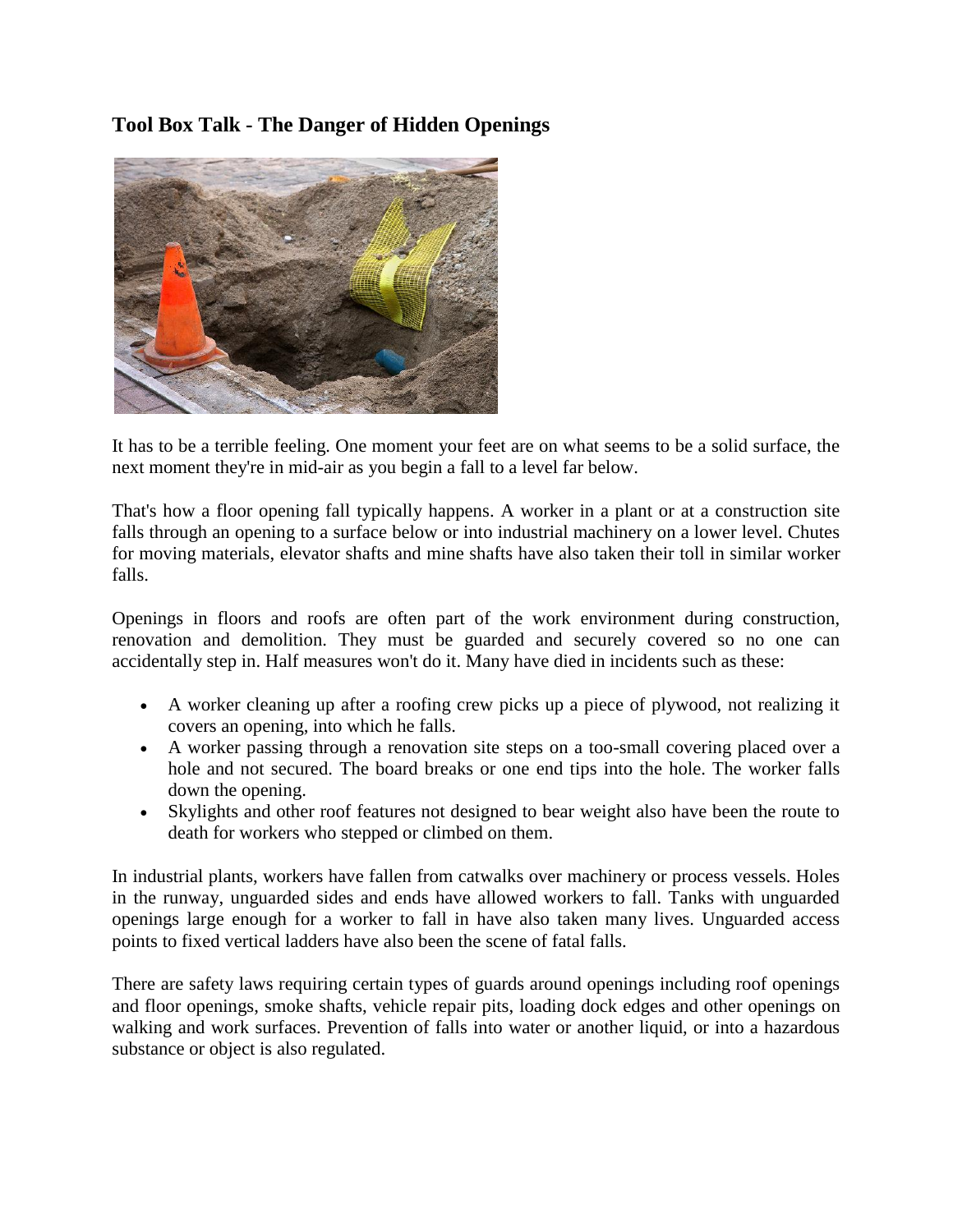## Tool Box Talk - The Danger of Hidden Openings

It has to be a terrible feeling. One moment your feet are on what seems to be a solid surface, the next moment they're in mid-air as you begin a fall to a level far below.

That's how a floor opening fall typically happens. A worker in a plant or at a construction site falls through an opening to a surface below or into industrial machinery on a lower level. Chutes for moving materials, elevator shafts and mine shafts have also taken their toll in similar worker falls.

Openings in floors and roofs are often part of the work environment during construction, renovation and demolition. They must be guarded and securely covered so no one can accidentally step in. Half measures won't do it. Many have died in incidents such as these:

- A worker cleaning up after a roofing crew picks up a piece of plywood, not realizing it covers an opening, into which he falls.
- A worker passing through a renovation site steps on a too-small covering placed over a hole and not secured. The board breaks or one end tips into the hole. The worker falls down the opening.
- Skylights and other roof features not designed to bear weight also have been the route to death for workers who stepped or climbed on them.

In industrial plants, workers have fallen from catwalks over machinery or process vessels. Holes in the runway, unguarded sides and ends have allowed workers to fall. Tanks with unguarded openings large enough for a worker to fall in have also taken many lives. Unguarded access points to fixed vertical ladders have also been the scene of fatal falls.

There are safety laws requiring certain types of guards around openings including roof openings and floor openings, smoke shafts, vehicle repair pits, loading dock edges and other openings on walking and work surfaces. Prevention of falls into water or another liquid, or into a hazardous substance or object is also regulated.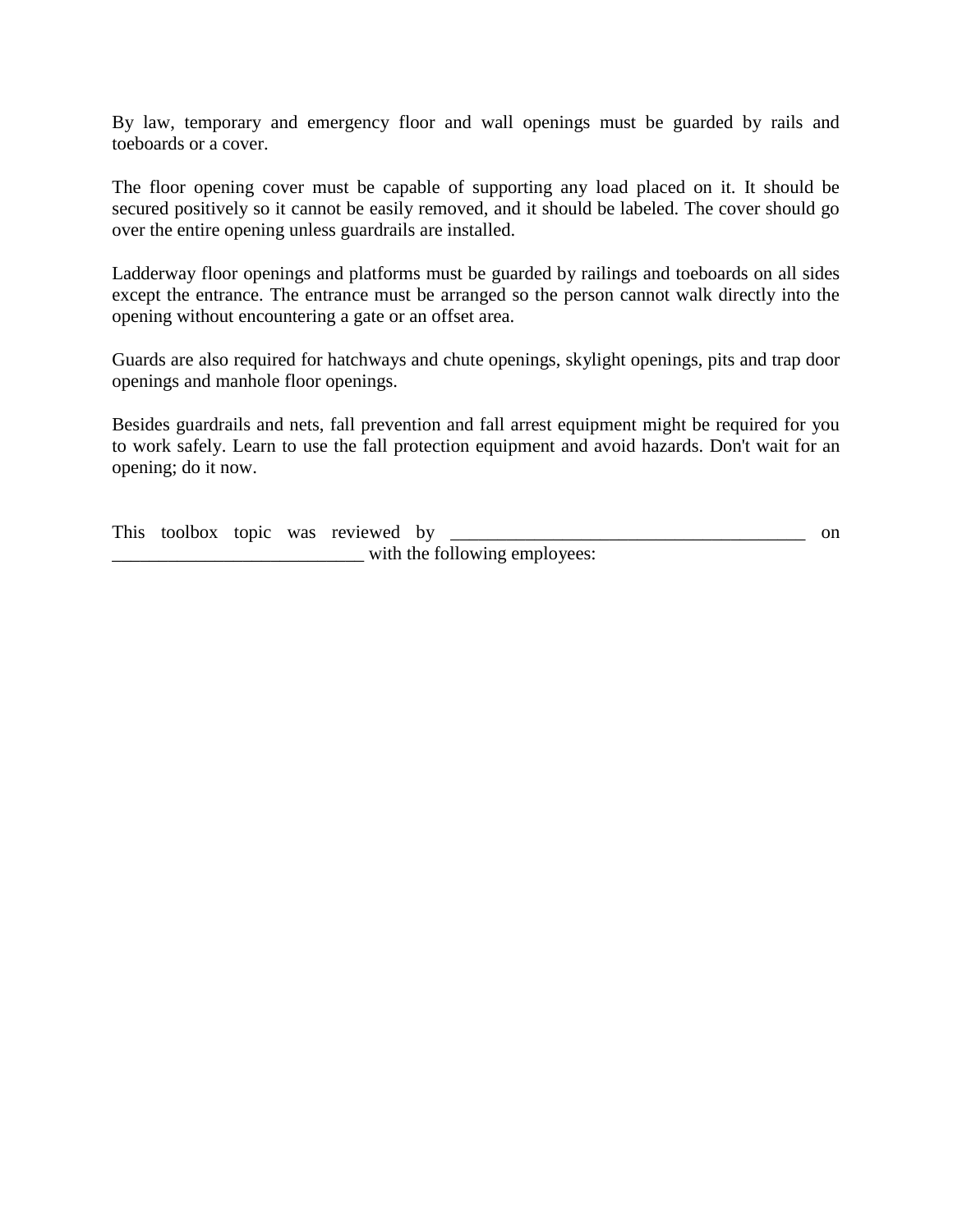By law, temporary and emergency floor and wall openings must be guarded by rails and toeboards or a cover.

The floor opening cover must be capable of supporting any load placed on it. It should be secured positively so it cannot be easily removed, and it should be labeled. The cover should go over the entire opening unless guardrails are installed.

Ladderway floor openings and platforms must be guarded by railings and toeboards on all sides except the entrance. The entrance must be arranged so the person cannot walk directly into the opening without encountering a gate or an offset area.

Guards are also required for hatchways and chute openings, skylight openings, pits and trap door openings and manhole floor openings.

Besides guardrails and nets, fall prevention and fall arrest equipment might be required for you to work safely. Learn to use the fall protection equipment and avoid hazards. Don't wait for an opening; do it now.

This toolbox topic was reviewed by ______________________________________ on ___________________________ with the following employees: